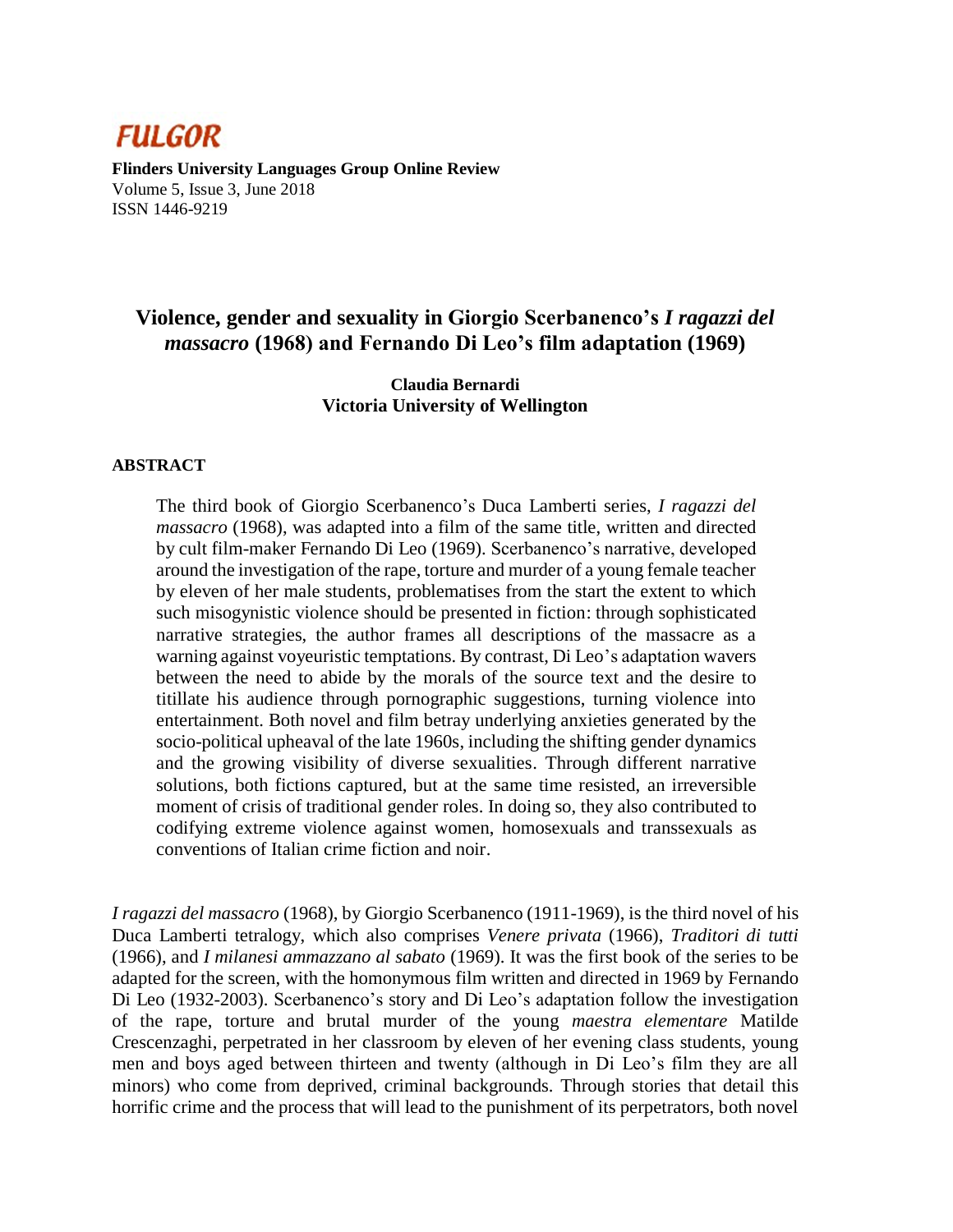# FULGOR

**Flinders University Languages Group Online Review**
Volume 5, Issue 3, June 2018
ISSN 1446-9219

## Violence, gender and sexuality in Giorgio Scerbanenco's *I ragazzi del massacro* (1968) and Fernando Di Leo's film adaptation (1969)

**Claudia Bernardi**
**Victoria University of Wellington**

### ABSTRACT

> The third book of Giorgio Scerbanenco's Duca Lamberti series, *I ragazzi del massacro* (1968), was adapted into a film of the same title, written and directed by cult film-maker Fernando Di Leo (1969). Scerbanenco's narrative, developed around the investigation of the rape, torture and murder of a young female teacher by eleven of her male students, problematises from the start the extent to which such misogynistic violence should be presented in fiction: through sophisticated narrative strategies, the author frames all descriptions of the massacre as a warning against voyeuristic temptations. By contrast, Di Leo's adaptation wavers between the need to abide by the morals of the source text and the desire to titillate his audience through pornographic suggestions, turning violence into entertainment. Both novel and film betray underlying anxieties generated by the socio-political upheaval of the late 1960s, including the shifting gender dynamics and the growing visibility of diverse sexualities. Through different narrative solutions, both fictions captured, but at the same time resisted, an irreversible moment of crisis of traditional gender roles. In doing so, they also contributed to codifying extreme violence against women, homosexuals and transsexuals as conventions of Italian crime fiction and noir.

*I ragazzi del massacro* (1968), by Giorgio Scerbanenco (1911-1969), is the third novel of his Duca Lamberti tetralogy, which also comprises *Venere privata* (1966), *Traditori di tutti* (1966), and *I milanesi ammazzano al sabato* (1969). It was the first book of the series to be adapted for the screen, with the homonymous film written and directed in 1969 by Fernando Di Leo (1932-2003). Scerbanenco's story and Di Leo's adaptation follow the investigation of the rape, torture and brutal murder of the young *maestra elementare* Matilde Crescenzaghi, perpetrated in her classroom by eleven of her evening class students, young men and boys aged between thirteen and twenty (although in Di Leo's film they are all minors) who come from deprived, criminal backgrounds. Through stories that detail this horrific crime and the process that will lead to the punishment of its perpetrators, both novel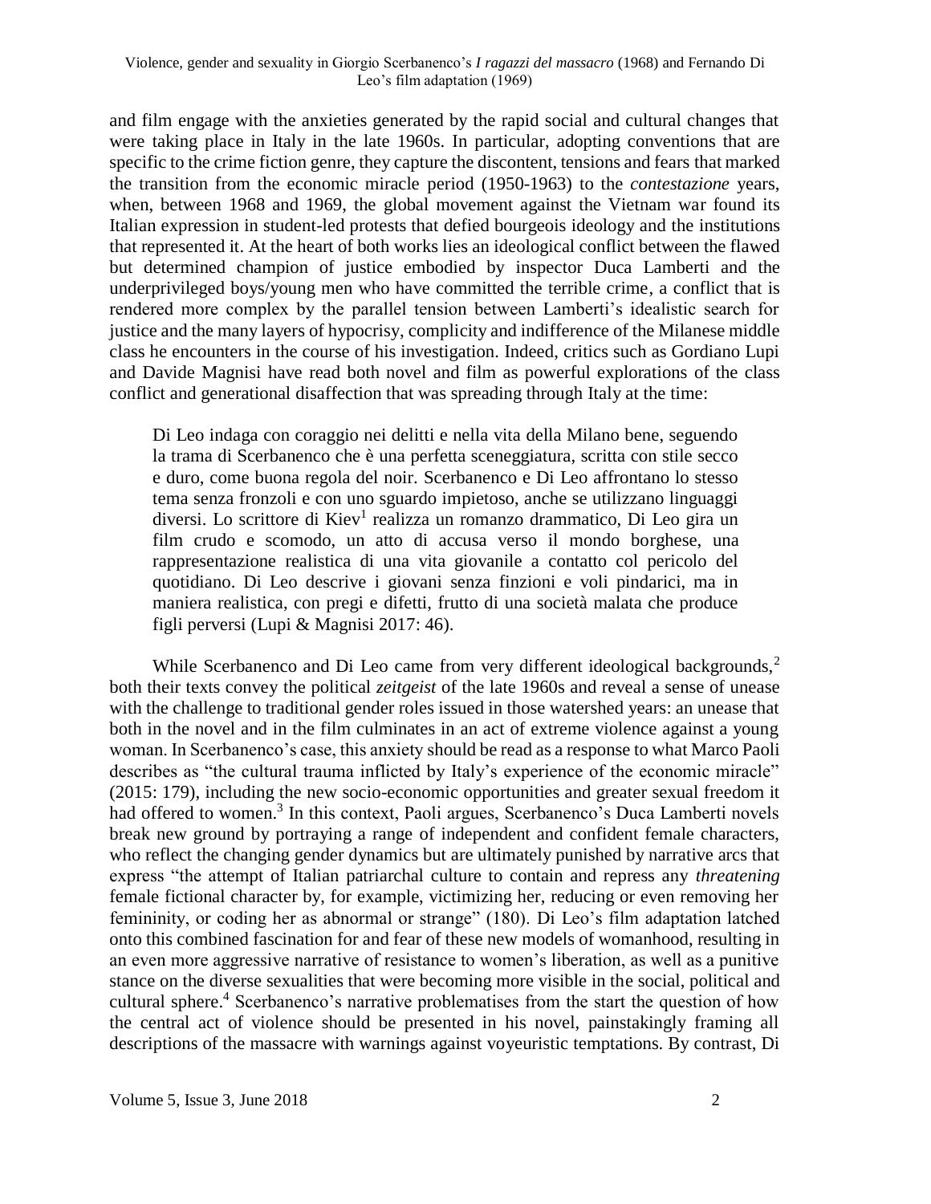and film engage with the anxieties generated by the rapid social and cultural changes that were taking place in Italy in the late 1960s. In particular, adopting conventions that are specific to the crime fiction genre, they capture the discontent, tensions and fears that marked the transition from the economic miracle period (1950-1963) to the *contestazione* years, when, between 1968 and 1969, the global movement against the Vietnam war found its Italian expression in student-led protests that defied bourgeois ideology and the institutions that represented it. At the heart of both works lies an ideological conflict between the flawed but determined champion of justice embodied by inspector Duca Lamberti and the underprivileged boys/young men who have committed the terrible crime, a conflict that is rendered more complex by the parallel tension between Lamberti's idealistic search for justice and the many layers of hypocrisy, complicity and indifference of the Milanese middle class he encounters in the course of his investigation. Indeed, critics such as Gordiano Lupi and Davide Magnisi have read both novel and film as powerful explorations of the class conflict and generational disaffection that was spreading through Italy at the time:

> Di Leo indaga con coraggio nei delitti e nella vita della Milano bene, seguendo la trama di Scerbanenco che è una perfetta sceneggiatura, scritta con stile secco e duro, come buona regola del noir. Scerbanenco e Di Leo affrontano lo stesso tema senza fronzoli e con uno sguardo impietoso, anche se utilizzano linguaggi diversi. Lo scrittore di Kiev[1] realizza un romanzo drammatico, Di Leo gira un film crudo e scomodo, un atto di accusa verso il mondo borghese, una rappresentazione realistica di una vita giovanile a contatto col pericolo del quotidiano. Di Leo descrive i giovani senza finzioni e voli pindarici, ma in maniera realistica, con pregi e difetti, frutto di una società malata che produce figli perversi (Lupi & Magnisi 2017: 46).

While Scerbanenco and Di Leo came from very different ideological backgrounds,[2] both their texts convey the political *zeitgeist* of the late 1960s and reveal a sense of unease with the challenge to traditional gender roles issued in those watershed years: an unease that both in the novel and in the film culminates in an act of extreme violence against a young woman. In Scerbanenco's case, this anxiety should be read as a response to what Marco Paoli describes as "the cultural trauma inflicted by Italy's experience of the economic miracle" (2015: 179), including the new socio-economic opportunities and greater sexual freedom it had offered to women.[3] In this context, Paoli argues, Scerbanenco's Duca Lamberti novels break new ground by portraying a range of independent and confident female characters, who reflect the changing gender dynamics but are ultimately punished by narrative arcs that express "the attempt of Italian patriarchal culture to contain and repress any *threatening* female fictional character by, for example, victimizing her, reducing or even removing her femininity, or coding her as abnormal or strange" (180). Di Leo's film adaptation latched onto this combined fascination for and fear of these new models of womanhood, resulting in an even more aggressive narrative of resistance to women's liberation, as well as a punitive stance on the diverse sexualities that were becoming more visible in the social, political and cultural sphere.[4] Scerbanenco's narrative problematises from the start the question of how the central act of violence should be presented in his novel, painstakingly framing all descriptions of the massacre with warnings against voyeuristic temptations. By contrast, Di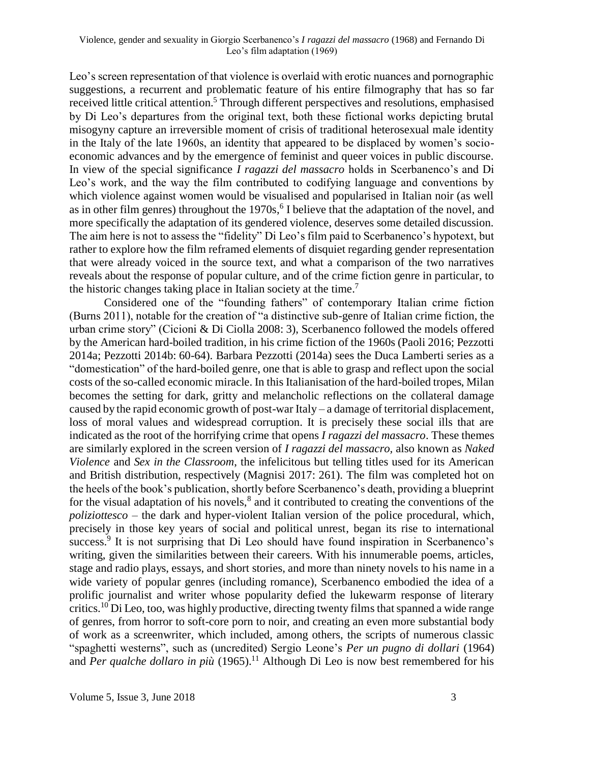Leo's screen representation of that violence is overlaid with erotic nuances and pornographic suggestions, a recurrent and problematic feature of his entire filmography that has so far received little critical attention.[5] Through different perspectives and resolutions, emphasised by Di Leo's departures from the original text, both these fictional works depicting brutal misogyny capture an irreversible moment of crisis of traditional heterosexual male identity in the Italy of the late 1960s, an identity that appeared to be displaced by women's socio-economic advances and by the emergence of feminist and queer voices in public discourse. In view of the special significance *I ragazzi del massacro* holds in Scerbanenco's and Di Leo's work, and the way the film contributed to codifying language and conventions by which violence against women would be visualised and popularised in Italian noir (as well as in other film genres) throughout the 1970s,[6] I believe that the adaptation of the novel, and more specifically the adaptation of its gendered violence, deserves some detailed discussion. The aim here is not to assess the "fidelity" Di Leo's film paid to Scerbanenco's hypotext, but rather to explore how the film reframed elements of disquiet regarding gender representation that were already voiced in the source text, and what a comparison of the two narratives reveals about the response of popular culture, and of the crime fiction genre in particular, to the historic changes taking place in Italian society at the time.[7]

Considered one of the "founding fathers" of contemporary Italian crime fiction (Burns 2011), notable for the creation of "a distinctive sub-genre of Italian crime fiction, the urban crime story" (Cicioni & Di Ciolla 2008: 3), Scerbanenco followed the models offered by the American hard-boiled tradition, in his crime fiction of the 1960s (Paoli 2016; Pezzotti 2014a; Pezzotti 2014b: 60-64). Barbara Pezzotti (2014a) sees the Duca Lamberti series as a "domestication" of the hard-boiled genre, one that is able to grasp and reflect upon the social costs of the so-called economic miracle. In this Italianisation of the hard-boiled tropes, Milan becomes the setting for dark, gritty and melancholic reflections on the collateral damage caused by the rapid economic growth of post-war Italy – a damage of territorial displacement, loss of moral values and widespread corruption. It is precisely these social ills that are indicated as the root of the horrifying crime that opens *I ragazzi del massacro*. These themes are similarly explored in the screen version of *I ragazzi del massacro*, also known as *Naked Violence* and *Sex in the Classroom*, the infelicitous but telling titles used for its American and British distribution, respectively (Magnisi 2017: 261). The film was completed hot on the heels of the book's publication, shortly before Scerbanenco's death, providing a blueprint for the visual adaptation of his novels,[8] and it contributed to creating the conventions of the *poliziottesco* – the dark and hyper-violent Italian version of the police procedural, which, precisely in those key years of social and political unrest, began its rise to international success.[9] It is not surprising that Di Leo should have found inspiration in Scerbanenco's writing, given the similarities between their careers. With his innumerable poems, articles, stage and radio plays, essays, and short stories, and more than ninety novels to his name in a wide variety of popular genres (including romance), Scerbanenco embodied the idea of a prolific journalist and writer whose popularity defied the lukewarm response of literary critics.[10] Di Leo, too, was highly productive, directing twenty films that spanned a wide range of genres, from horror to soft-core porn to noir, and creating an even more substantial body of work as a screenwriter, which included, among others, the scripts of numerous classic "spaghetti westerns", such as (uncredited) Sergio Leone's *Per un pugno di dollari* (1964) and *Per qualche dollaro in più* (1965).[11] Although Di Leo is now best remembered for his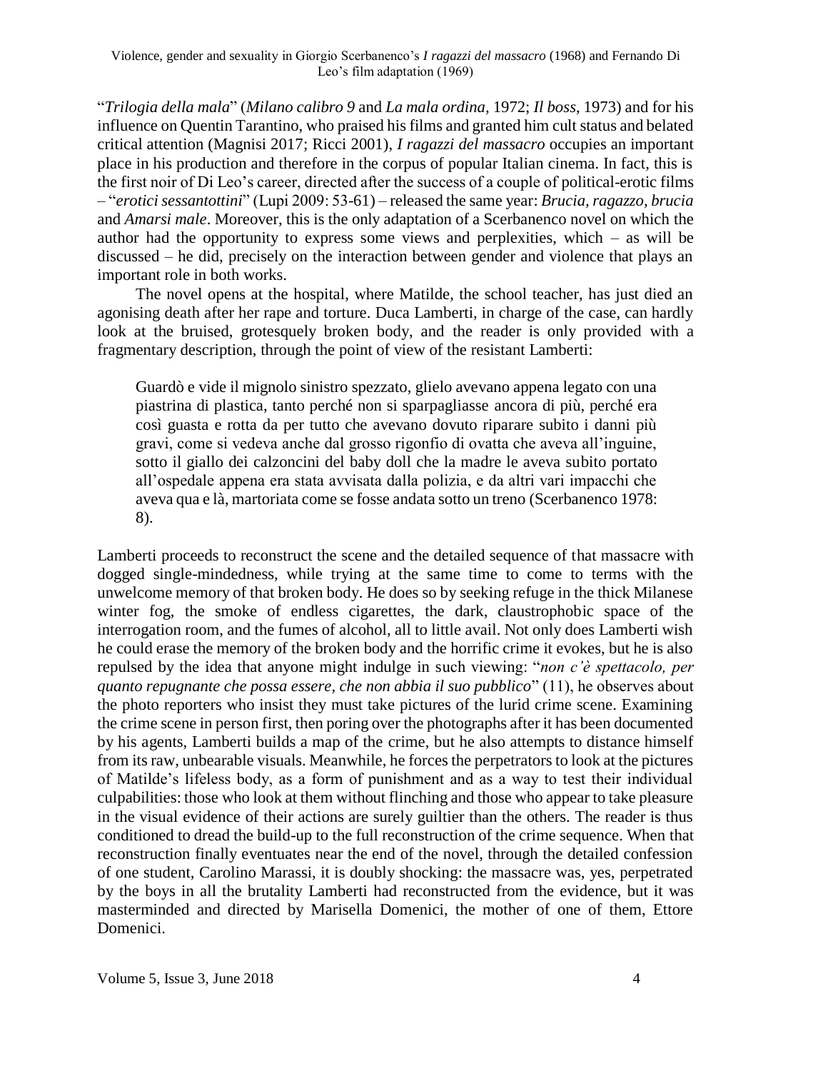"*Trilogia della mala*" (*Milano calibro 9* and *La mala ordina*, 1972; *Il boss*, 1973) and for his influence on Quentin Tarantino, who praised his films and granted him cult status and belated critical attention (Magnisi 2017; Ricci 2001), *I ragazzi del massacro* occupies an important place in his production and therefore in the corpus of popular Italian cinema. In fact, this is the first noir of Di Leo's career, directed after the success of a couple of political-erotic films – "*erotici sessantottini*" (Lupi 2009: 53-61) – released the same year: *Brucia, ragazzo, brucia* and *Amarsi male*. Moreover, this is the only adaptation of a Scerbanenco novel on which the author had the opportunity to express some views and perplexities, which – as will be discussed – he did, precisely on the interaction between gender and violence that plays an important role in both works.

The novel opens at the hospital, where Matilde, the school teacher, has just died an agonising death after her rape and torture. Duca Lamberti, in charge of the case, can hardly look at the bruised, grotesquely broken body, and the reader is only provided with a fragmentary description, through the point of view of the resistant Lamberti:

> Guardò e vide il mignolo sinistro spezzato, glielo avevano appena legato con una piastrina di plastica, tanto perché non si sparpagliasse ancora di più, perché era così guasta e rotta da per tutto che avevano dovuto riparare subito i danni più gravi, come si vedeva anche dal grosso rigonfio di ovatta che aveva all'inguine, sotto il giallo dei calzoncini del baby doll che la madre le aveva subito portato all'ospedale appena era stata avvisata dalla polizia, e da altri vari impacchi che aveva qua e là, martoriata come se fosse andata sotto un treno (Scerbanenco 1978: 8).

Lamberti proceeds to reconstruct the scene and the detailed sequence of that massacre with dogged single-mindedness, while trying at the same time to come to terms with the unwelcome memory of that broken body. He does so by seeking refuge in the thick Milanese winter fog, the smoke of endless cigarettes, the dark, claustrophobic space of the interrogation room, and the fumes of alcohol, all to little avail. Not only does Lamberti wish he could erase the memory of the broken body and the horrific crime it evokes, but he is also repulsed by the idea that anyone might indulge in such viewing: "*non c'è spettacolo, per quanto repugnante che possa essere, che non abbia il suo pubblico*" (11), he observes about the photo reporters who insist they must take pictures of the lurid crime scene. Examining the crime scene in person first, then poring over the photographs after it has been documented by his agents, Lamberti builds a map of the crime, but he also attempts to distance himself from its raw, unbearable visuals. Meanwhile, he forces the perpetrators to look at the pictures of Matilde's lifeless body, as a form of punishment and as a way to test their individual culpabilities: those who look at them without flinching and those who appear to take pleasure in the visual evidence of their actions are surely guiltier than the others. The reader is thus conditioned to dread the build-up to the full reconstruction of the crime sequence. When that reconstruction finally eventuates near the end of the novel, through the detailed confession of one student, Carolino Marassi, it is doubly shocking: the massacre was, yes, perpetrated by the boys in all the brutality Lamberti had reconstructed from the evidence, but it was masterminded and directed by Marisella Domenici, the mother of one of them, Ettore Domenici.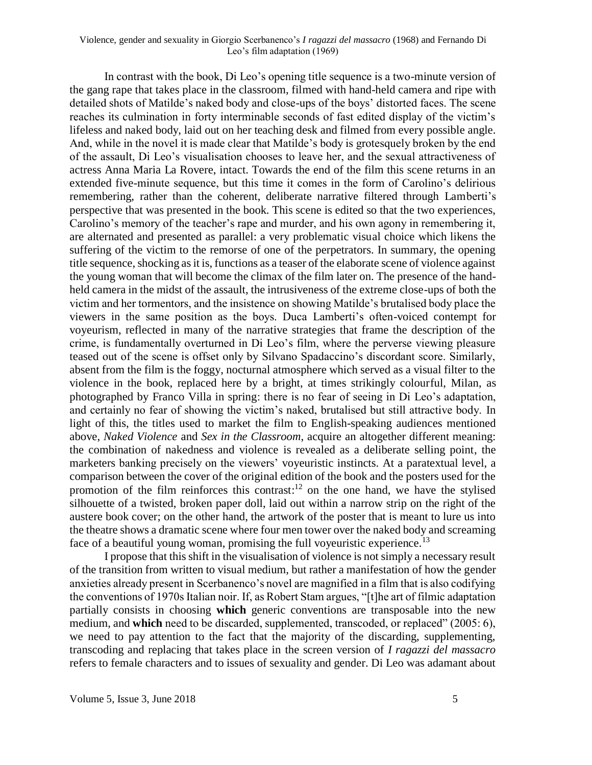In contrast with the book, Di Leo's opening title sequence is a two-minute version of the gang rape that takes place in the classroom, filmed with hand-held camera and ripe with detailed shots of Matilde's naked body and close-ups of the boys' distorted faces. The scene reaches its culmination in forty interminable seconds of fast edited display of the victim's lifeless and naked body, laid out on her teaching desk and filmed from every possible angle. And, while in the novel it is made clear that Matilde's body is grotesquely broken by the end of the assault, Di Leo's visualisation chooses to leave her, and the sexual attractiveness of actress Anna Maria La Rovere, intact. Towards the end of the film this scene returns in an extended five-minute sequence, but this time it comes in the form of Carolino's delirious remembering, rather than the coherent, deliberate narrative filtered through Lamberti's perspective that was presented in the book. This scene is edited so that the two experiences, Carolino's memory of the teacher's rape and murder, and his own agony in remembering it, are alternated and presented as parallel: a very problematic visual choice which likens the suffering of the victim to the remorse of one of the perpetrators. In summary, the opening title sequence, shocking as it is, functions as a teaser of the elaborate scene of violence against the young woman that will become the climax of the film later on. The presence of the hand-held camera in the midst of the assault, the intrusiveness of the extreme close-ups of both the victim and her tormentors, and the insistence on showing Matilde's brutalised body place the viewers in the same position as the boys. Duca Lamberti's often-voiced contempt for voyeurism, reflected in many of the narrative strategies that frame the description of the crime, is fundamentally overturned in Di Leo's film, where the perverse viewing pleasure teased out of the scene is offset only by Silvano Spadaccino's discordant score. Similarly, absent from the film is the foggy, nocturnal atmosphere which served as a visual filter to the violence in the book, replaced here by a bright, at times strikingly colourful, Milan, as photographed by Franco Villa in spring: there is no fear of seeing in Di Leo's adaptation, and certainly no fear of showing the victim's naked, brutalised but still attractive body. In light of this, the titles used to market the film to English-speaking audiences mentioned above, *Naked Violence* and *Sex in the Classroom*, acquire an altogether different meaning: the combination of nakedness and violence is revealed as a deliberate selling point, the marketers banking precisely on the viewers' voyeuristic instincts. At a paratextual level, a comparison between the cover of the original edition of the book and the posters used for the promotion of the film reinforces this contrast:[12] on the one hand, we have the stylised silhouette of a twisted, broken paper doll, laid out within a narrow strip on the right of the austere book cover; on the other hand, the artwork of the poster that is meant to lure us into the theatre shows a dramatic scene where four men tower over the naked body and screaming face of a beautiful young woman, promising the full voyeuristic experience.[13]

I propose that this shift in the visualisation of violence is not simply a necessary result of the transition from written to visual medium, but rather a manifestation of how the gender anxieties already present in Scerbanenco's novel are magnified in a film that is also codifying the conventions of 1970s Italian noir. If, as Robert Stam argues, "[t]he art of filmic adaptation partially consists in choosing **which** generic conventions are transposable into the new medium, and **which** need to be discarded, supplemented, transcoded, or replaced" (2005: 6), we need to pay attention to the fact that the majority of the discarding, supplementing, transcoding and replacing that takes place in the screen version of *I ragazzi del massacro* refers to female characters and to issues of sexuality and gender. Di Leo was adamant about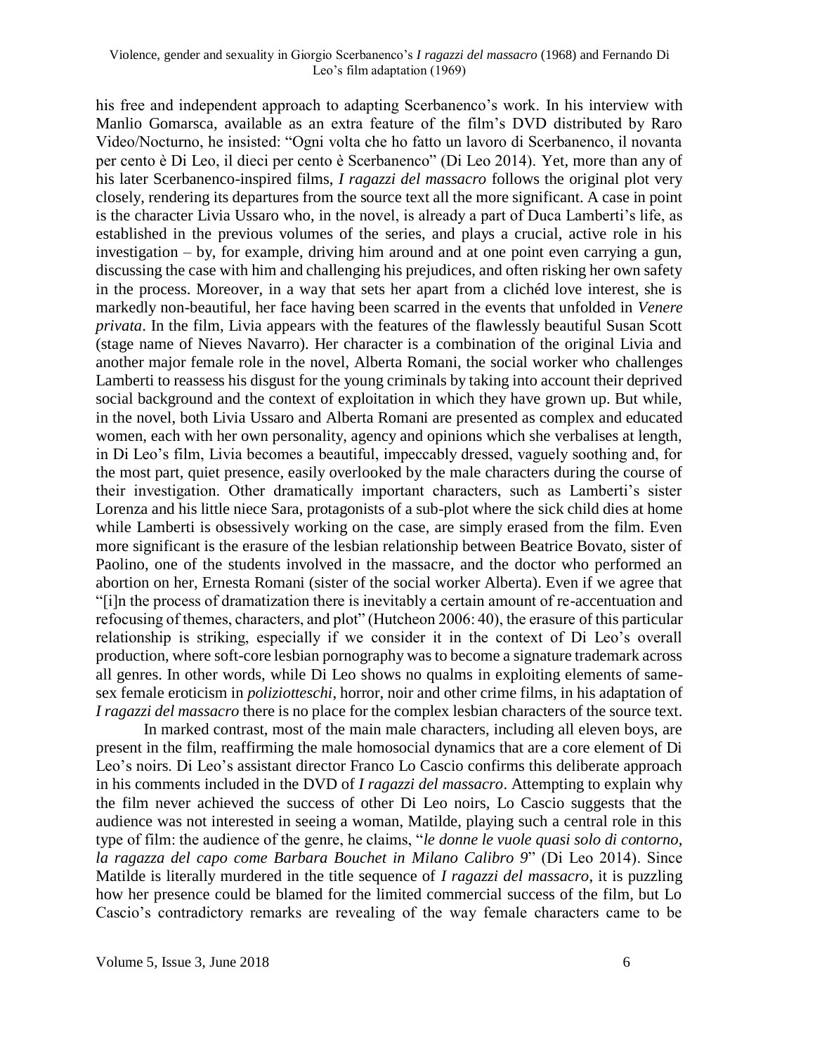his free and independent approach to adapting Scerbanenco's work. In his interview with Manlio Gomarsca, available as an extra feature of the film's DVD distributed by Raro Video/Nocturno, he insisted: "Ogni volta che ho fatto un lavoro di Scerbanenco, il novanta per cento è Di Leo, il dieci per cento è Scerbanenco" (Di Leo 2014). Yet, more than any of his later Scerbanenco-inspired films, *I ragazzi del massacro* follows the original plot very closely, rendering its departures from the source text all the more significant. A case in point is the character Livia Ussaro who, in the novel, is already a part of Duca Lamberti's life, as established in the previous volumes of the series, and plays a crucial, active role in his investigation – by, for example, driving him around and at one point even carrying a gun, discussing the case with him and challenging his prejudices, and often risking her own safety in the process. Moreover, in a way that sets her apart from a clichéd love interest, she is markedly non-beautiful, her face having been scarred in the events that unfolded in *Venere privata*. In the film, Livia appears with the features of the flawlessly beautiful Susan Scott (stage name of Nieves Navarro). Her character is a combination of the original Livia and another major female role in the novel, Alberta Romani, the social worker who challenges Lamberti to reassess his disgust for the young criminals by taking into account their deprived social background and the context of exploitation in which they have grown up. But while, in the novel, both Livia Ussaro and Alberta Romani are presented as complex and educated women, each with her own personality, agency and opinions which she verbalises at length, in Di Leo's film, Livia becomes a beautiful, impeccably dressed, vaguely soothing and, for the most part, quiet presence, easily overlooked by the male characters during the course of their investigation. Other dramatically important characters, such as Lamberti's sister Lorenza and his little niece Sara, protagonists of a sub-plot where the sick child dies at home while Lamberti is obsessively working on the case, are simply erased from the film. Even more significant is the erasure of the lesbian relationship between Beatrice Bovato, sister of Paolino, one of the students involved in the massacre, and the doctor who performed an abortion on her, Ernesta Romani (sister of the social worker Alberta). Even if we agree that "[i]n the process of dramatization there is inevitably a certain amount of re-accentuation and refocusing of themes, characters, and plot" (Hutcheon 2006: 40), the erasure of this particular relationship is striking, especially if we consider it in the context of Di Leo's overall production, where soft-core lesbian pornography was to become a signature trademark across all genres. In other words, while Di Leo shows no qualms in exploiting elements of same-sex female eroticism in *poliziotteschi*, horror, noir and other crime films, in his adaptation of *I ragazzi del massacro* there is no place for the complex lesbian characters of the source text.

In marked contrast, most of the main male characters, including all eleven boys, are present in the film, reaffirming the male homosocial dynamics that are a core element of Di Leo's noirs. Di Leo's assistant director Franco Lo Cascio confirms this deliberate approach in his comments included in the DVD of *I ragazzi del massacro*. Attempting to explain why the film never achieved the success of other Di Leo noirs, Lo Cascio suggests that the audience was not interested in seeing a woman, Matilde, playing such a central role in this type of film: the audience of the genre, he claims, "*le donne le vuole quasi solo di contorno, la ragazza del capo come Barbara Bouchet in Milano Calibro 9*" (Di Leo 2014). Since Matilde is literally murdered in the title sequence of *I ragazzi del massacro*, it is puzzling how her presence could be blamed for the limited commercial success of the film, but Lo Cascio's contradictory remarks are revealing of the way female characters came to be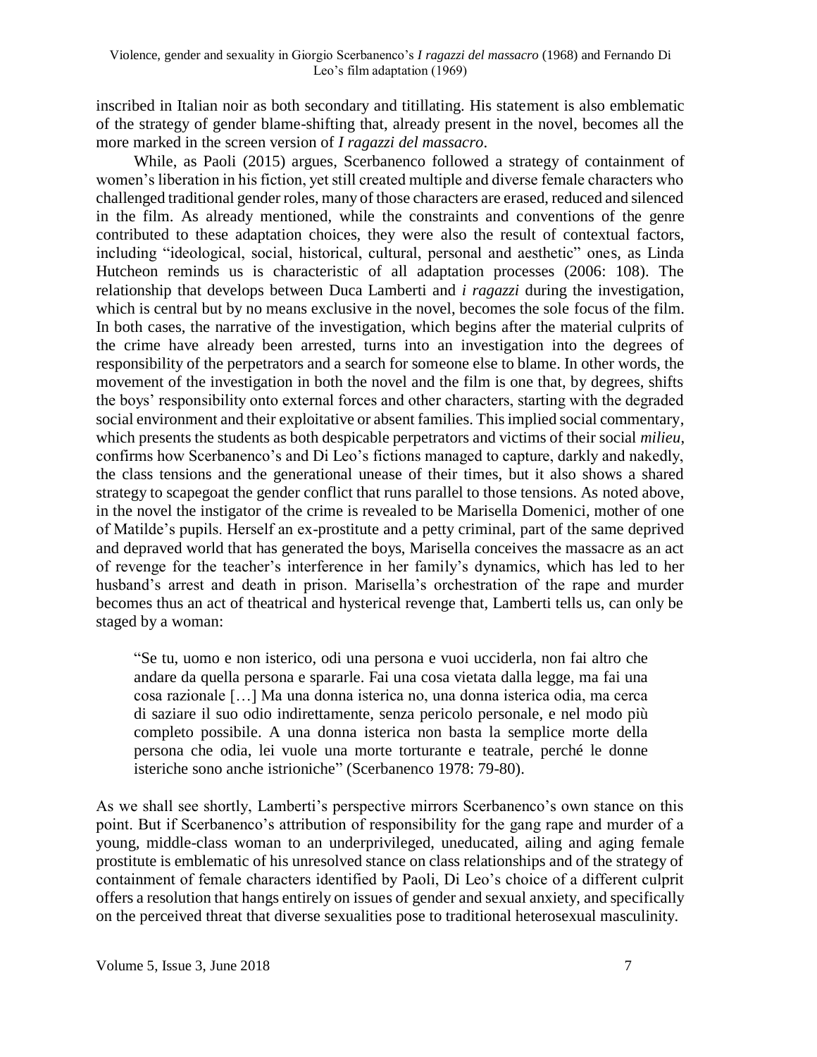inscribed in Italian noir as both secondary and titillating. His statement is also emblematic of the strategy of gender blame-shifting that, already present in the novel, becomes all the more marked in the screen version of *I ragazzi del massacro*.

While, as Paoli (2015) argues, Scerbanenco followed a strategy of containment of women's liberation in his fiction, yet still created multiple and diverse female characters who challenged traditional gender roles, many of those characters are erased, reduced and silenced in the film. As already mentioned, while the constraints and conventions of the genre contributed to these adaptation choices, they were also the result of contextual factors, including "ideological, social, historical, cultural, personal and aesthetic" ones, as Linda Hutcheon reminds us is characteristic of all adaptation processes (2006: 108). The relationship that develops between Duca Lamberti and *i ragazzi* during the investigation, which is central but by no means exclusive in the novel, becomes the sole focus of the film. In both cases, the narrative of the investigation, which begins after the material culprits of the crime have already been arrested, turns into an investigation into the degrees of responsibility of the perpetrators and a search for someone else to blame. In other words, the movement of the investigation in both the novel and the film is one that, by degrees, shifts the boys' responsibility onto external forces and other characters, starting with the degraded social environment and their exploitative or absent families. This implied social commentary, which presents the students as both despicable perpetrators and victims of their social *milieu*, confirms how Scerbanenco's and Di Leo's fictions managed to capture, darkly and nakedly, the class tensions and the generational unease of their times, but it also shows a shared strategy to scapegoat the gender conflict that runs parallel to those tensions. As noted above, in the novel the instigator of the crime is revealed to be Marisella Domenici, mother of one of Matilde's pupils. Herself an ex-prostitute and a petty criminal, part of the same deprived and depraved world that has generated the boys, Marisella conceives the massacre as an act of revenge for the teacher's interference in her family's dynamics, which has led to her husband's arrest and death in prison. Marisella's orchestration of the rape and murder becomes thus an act of theatrical and hysterical revenge that, Lamberti tells us, can only be staged by a woman:

> "Se tu, uomo e non isterico, odi una persona e vuoi ucciderla, non fai altro che andare da quella persona e spararle. Fai una cosa vietata dalla legge, ma fai una cosa razionale […] Ma una donna isterica no, una donna isterica odia, ma cerca di saziare il suo odio indirettamente, senza pericolo personale, e nel modo più completo possibile. A una donna isterica non basta la semplice morte della persona che odia, lei vuole una morte torturante e teatrale, perché le donne isteriche sono anche istrioniche" (Scerbanenco 1978: 79-80).

As we shall see shortly, Lamberti's perspective mirrors Scerbanenco's own stance on this point. But if Scerbanenco's attribution of responsibility for the gang rape and murder of a young, middle-class woman to an underprivileged, uneducated, ailing and aging female prostitute is emblematic of his unresolved stance on class relationships and of the strategy of containment of female characters identified by Paoli, Di Leo's choice of a different culprit offers a resolution that hangs entirely on issues of gender and sexual anxiety, and specifically on the perceived threat that diverse sexualities pose to traditional heterosexual masculinity.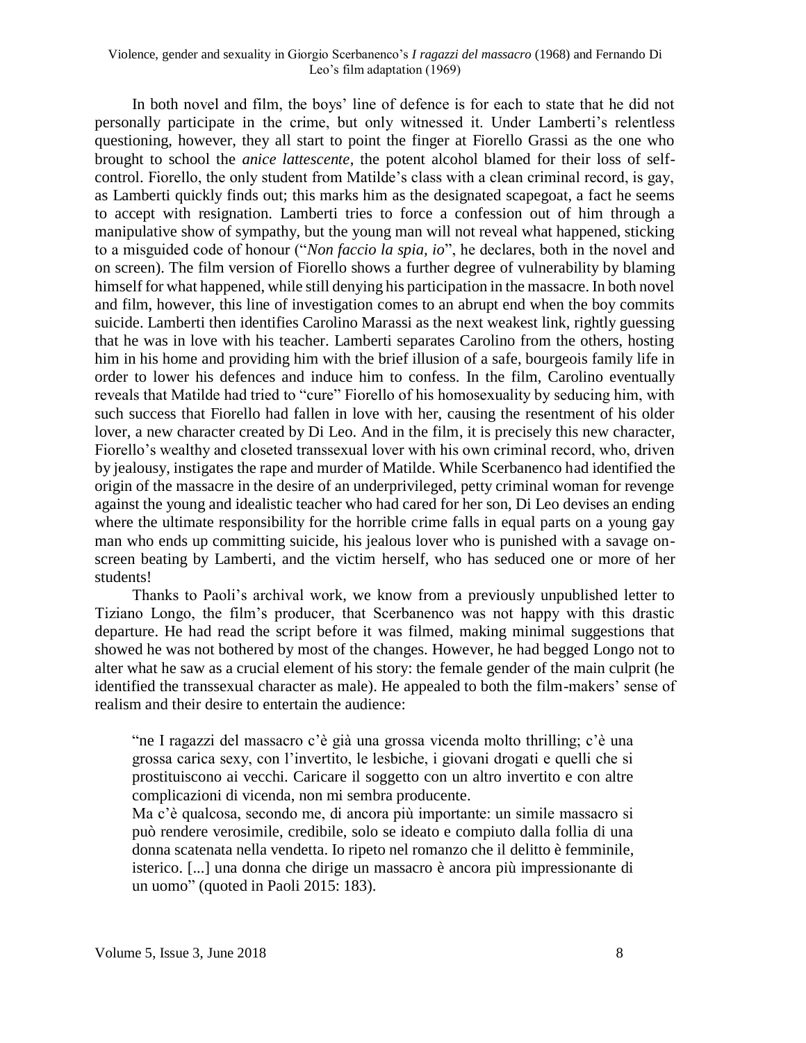In both novel and film, the boys' line of defence is for each to state that he did not personally participate in the crime, but only witnessed it. Under Lamberti's relentless questioning, however, they all start to point the finger at Fiorello Grassi as the one who brought to school the *anice lattescente*, the potent alcohol blamed for their loss of self-control. Fiorello, the only student from Matilde's class with a clean criminal record, is gay, as Lamberti quickly finds out; this marks him as the designated scapegoat, a fact he seems to accept with resignation. Lamberti tries to force a confession out of him through a manipulative show of sympathy, but the young man will not reveal what happened, sticking to a misguided code of honour ("*Non faccio la spia, io*", he declares, both in the novel and on screen). The film version of Fiorello shows a further degree of vulnerability by blaming himself for what happened, while still denying his participation in the massacre. In both novel and film, however, this line of investigation comes to an abrupt end when the boy commits suicide. Lamberti then identifies Carolino Marassi as the next weakest link, rightly guessing that he was in love with his teacher. Lamberti separates Carolino from the others, hosting him in his home and providing him with the brief illusion of a safe, bourgeois family life in order to lower his defences and induce him to confess. In the film, Carolino eventually reveals that Matilde had tried to "cure" Fiorello of his homosexuality by seducing him, with such success that Fiorello had fallen in love with her, causing the resentment of his older lover, a new character created by Di Leo. And in the film, it is precisely this new character, Fiorello's wealthy and closeted transsexual lover with his own criminal record, who, driven by jealousy, instigates the rape and murder of Matilde. While Scerbanenco had identified the origin of the massacre in the desire of an underprivileged, petty criminal woman for revenge against the young and idealistic teacher who had cared for her son, Di Leo devises an ending where the ultimate responsibility for the horrible crime falls in equal parts on a young gay man who ends up committing suicide, his jealous lover who is punished with a savage on-screen beating by Lamberti, and the victim herself, who has seduced one or more of her students!

Thanks to Paoli's archival work, we know from a previously unpublished letter to Tiziano Longo, the film's producer, that Scerbanenco was not happy with this drastic departure. He had read the script before it was filmed, making minimal suggestions that showed he was not bothered by most of the changes. However, he had begged Longo not to alter what he saw as a crucial element of his story: the female gender of the main culprit (he identified the transsexual character as male). He appealed to both the film-makers' sense of realism and their desire to entertain the audience:

> "ne I ragazzi del massacro c'è già una grossa vicenda molto thrilling; c'è una grossa carica sexy, con l'invertito, le lesbiche, i giovani drogati e quelli che si prostituiscono ai vecchi. Caricare il soggetto con un altro invertito e con altre complicazioni di vicenda, non mi sembra producente.
>
> Ma c'è qualcosa, secondo me, di ancora più importante: un simile massacro si può rendere verosimile, credibile, solo se ideato e compiuto dalla follia di una donna scatenata nella vendetta. Io ripeto nel romanzo che il delitto è femminile, isterico. [...] una donna che dirige un massacro è ancora più impressionante di un uomo" (quoted in Paoli 2015: 183).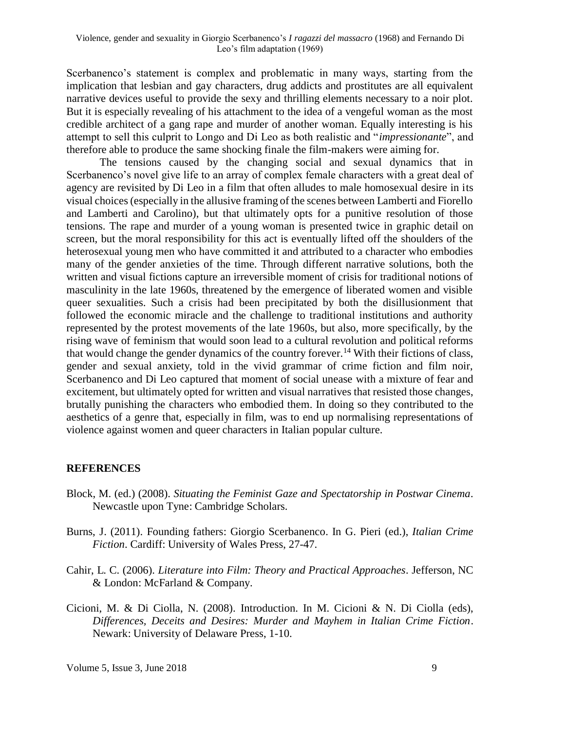Scerbanenco's statement is complex and problematic in many ways, starting from the implication that lesbian and gay characters, drug addicts and prostitutes are all equivalent narrative devices useful to provide the sexy and thrilling elements necessary to a noir plot. But it is especially revealing of his attachment to the idea of a vengeful woman as the most credible architect of a gang rape and murder of another woman. Equally interesting is his attempt to sell this culprit to Longo and Di Leo as both realistic and "*impressionante*", and therefore able to produce the same shocking finale the film-makers were aiming for.

The tensions caused by the changing social and sexual dynamics that in Scerbanenco's novel give life to an array of complex female characters with a great deal of agency are revisited by Di Leo in a film that often alludes to male homosexual desire in its visual choices (especially in the allusive framing of the scenes between Lamberti and Fiorello and Lamberti and Carolino), but that ultimately opts for a punitive resolution of those tensions. The rape and murder of a young woman is presented twice in graphic detail on screen, but the moral responsibility for this act is eventually lifted off the shoulders of the heterosexual young men who have committed it and attributed to a character who embodies many of the gender anxieties of the time. Through different narrative solutions, both the written and visual fictions capture an irreversible moment of crisis for traditional notions of masculinity in the late 1960s, threatened by the emergence of liberated women and visible queer sexualities. Such a crisis had been precipitated by both the disillusionment that followed the economic miracle and the challenge to traditional institutions and authority represented by the protest movements of the late 1960s, but also, more specifically, by the rising wave of feminism that would soon lead to a cultural revolution and political reforms that would change the gender dynamics of the country forever.[14] With their fictions of class, gender and sexual anxiety, told in the vivid grammar of crime fiction and film noir, Scerbanenco and Di Leo captured that moment of social unease with a mixture of fear and excitement, but ultimately opted for written and visual narratives that resisted those changes, brutally punishing the characters who embodied them. In doing so they contributed to the aesthetics of a genre that, especially in film, was to end up normalising representations of violence against women and queer characters in Italian popular culture.

## REFERENCES

Block, M. (ed.) (2008). *Situating the Feminist Gaze and Spectatorship in Postwar Cinema*. Newcastle upon Tyne: Cambridge Scholars.

Burns, J. (2011). Founding fathers: Giorgio Scerbanenco. In G. Pieri (ed.), *Italian Crime Fiction*. Cardiff: University of Wales Press, 27-47.

Cahir, L. C. (2006). *Literature into Film: Theory and Practical Approaches*. Jefferson, NC & London: McFarland & Company.

Cicioni, M. & Di Ciolla, N. (2008). Introduction. In M. Cicioni & N. Di Ciolla (eds), *Differences, Deceits and Desires: Murder and Mayhem in Italian Crime Fiction*. Newark: University of Delaware Press, 1-10.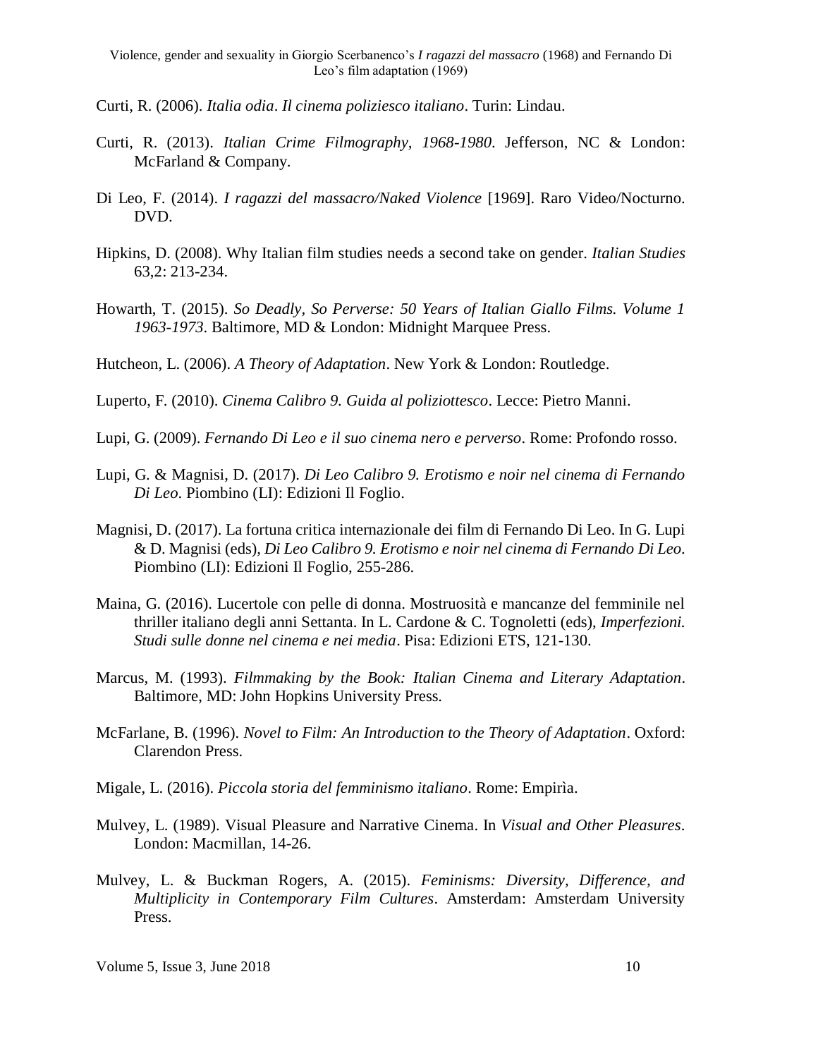Curti, R. (2006). *Italia odia*. *Il cinema poliziesco italiano*. Turin: Lindau.

Curti, R. (2013). *Italian Crime Filmography, 1968-1980*. Jefferson, NC & London: McFarland & Company.

Di Leo, F. (2014). *I ragazzi del massacro/Naked Violence* [1969]. Raro Video/Nocturno. DVD.

Hipkins, D. (2008). Why Italian film studies needs a second take on gender. *Italian Studies* 63,2: 213-234.

Howarth, T. (2015). *So Deadly, So Perverse: 50 Years of Italian Giallo Films. Volume 1 1963-1973*. Baltimore, MD & London: Midnight Marquee Press.

Hutcheon, L. (2006). *A Theory of Adaptation*. New York & London: Routledge.

Luperto, F. (2010). *Cinema Calibro 9. Guida al poliziottesco*. Lecce: Pietro Manni.

Lupi, G. (2009). *Fernando Di Leo e il suo cinema nero e perverso*. Rome: Profondo rosso.

Lupi, G. & Magnisi, D. (2017). *Di Leo Calibro 9. Erotismo e noir nel cinema di Fernando Di Leo*. Piombino (LI): Edizioni Il Foglio.

Magnisi, D. (2017). La fortuna critica internazionale dei film di Fernando Di Leo. In G. Lupi & D. Magnisi (eds), *Di Leo Calibro 9. Erotismo e noir nel cinema di Fernando Di Leo*. Piombino (LI): Edizioni Il Foglio, 255-286.

Maina, G. (2016). Lucertole con pelle di donna. Mostruosità e mancanze del femminile nel thriller italiano degli anni Settanta. In L. Cardone & C. Tognoletti (eds), *Imperfezioni. Studi sulle donne nel cinema e nei media*. Pisa: Edizioni ETS, 121-130.

Marcus, M. (1993). *Filmmaking by the Book: Italian Cinema and Literary Adaptation*. Baltimore, MD: John Hopkins University Press.

McFarlane, B. (1996). *Novel to Film: An Introduction to the Theory of Adaptation*. Oxford: Clarendon Press.

Migale, L. (2016). *Piccola storia del femminismo italiano*. Rome: Empirìa.

Mulvey, L. (1989). Visual Pleasure and Narrative Cinema. In *Visual and Other Pleasures*. London: Macmillan, 14-26.

Mulvey, L. & Buckman Rogers, A. (2015). *Feminisms: Diversity, Difference, and Multiplicity in Contemporary Film Cultures*. Amsterdam: Amsterdam University Press.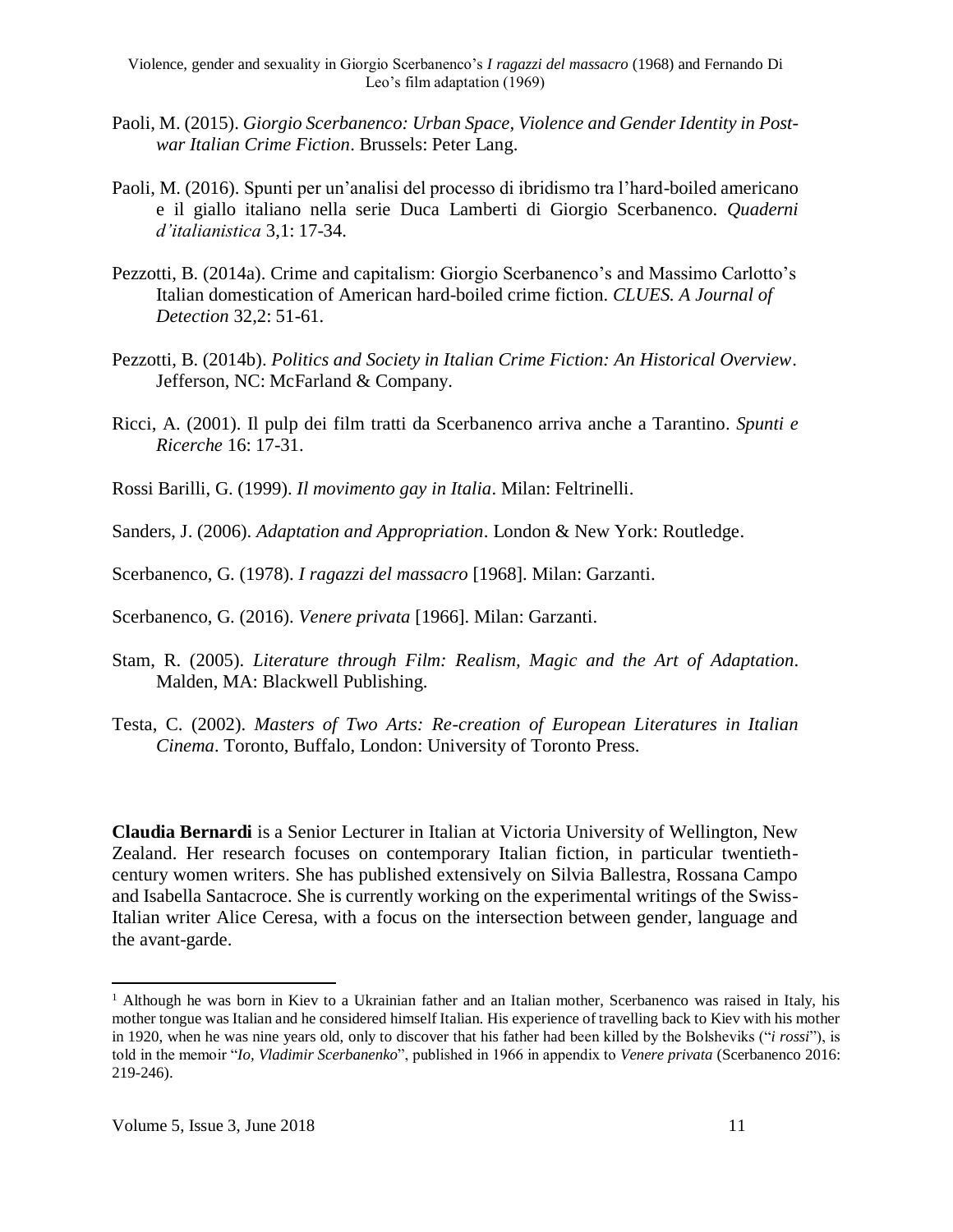Paoli, M. (2015). *Giorgio Scerbanenco: Urban Space, Violence and Gender Identity in Post-war Italian Crime Fiction*. Brussels: Peter Lang.

Paoli, M. (2016). Spunti per un'analisi del processo di ibridismo tra l'hard-boiled americano e il giallo italiano nella serie Duca Lamberti di Giorgio Scerbanenco. *Quaderni d'italianistica* 3,1: 17-34.

Pezzotti, B. (2014a). Crime and capitalism: Giorgio Scerbanenco's and Massimo Carlotto's Italian domestication of American hard-boiled crime fiction. *CLUES. A Journal of Detection* 32,2: 51-61.

Pezzotti, B. (2014b). *Politics and Society in Italian Crime Fiction: An Historical Overview*. Jefferson, NC: McFarland & Company.

Ricci, A. (2001). Il pulp dei film tratti da Scerbanenco arriva anche a Tarantino. *Spunti e Ricerche* 16: 17-31.

Rossi Barilli, G. (1999). *Il movimento gay in Italia*. Milan: Feltrinelli.

Sanders, J. (2006). *Adaptation and Appropriation*. London & New York: Routledge.

Scerbanenco, G. (1978). *I ragazzi del massacro* [1968]. Milan: Garzanti.

Scerbanenco, G. (2016). *Venere privata* [1966]. Milan: Garzanti.

Stam, R. (2005). *Literature through Film: Realism, Magic and the Art of Adaptation*. Malden, MA: Blackwell Publishing.

Testa, C. (2002). *Masters of Two Arts: Re-creation of European Literatures in Italian Cinema*. Toronto, Buffalo, London: University of Toronto Press.

**Claudia Bernardi** is a Senior Lecturer in Italian at Victoria University of Wellington, New Zealand. Her research focuses on contemporary Italian fiction, in particular twentieth-century women writers. She has published extensively on Silvia Ballestra, Rossana Campo and Isabella Santacroce. She is currently working on the experimental writings of the Swiss-Italian writer Alice Ceresa, with a focus on the intersection between gender, language and the avant-garde.

---

[1] Although he was born in Kiev to a Ukrainian father and an Italian mother, Scerbanenco was raised in Italy, his mother tongue was Italian and he considered himself Italian. His experience of travelling back to Kiev with his mother in 1920, when he was nine years old, only to discover that his father had been killed by the Bolsheviks ("*i rossi*"), is told in the memoir "*Io, Vladimir Scerbanenko*", published in 1966 in appendix to *Venere privata* (Scerbanenco 2016: 219-246).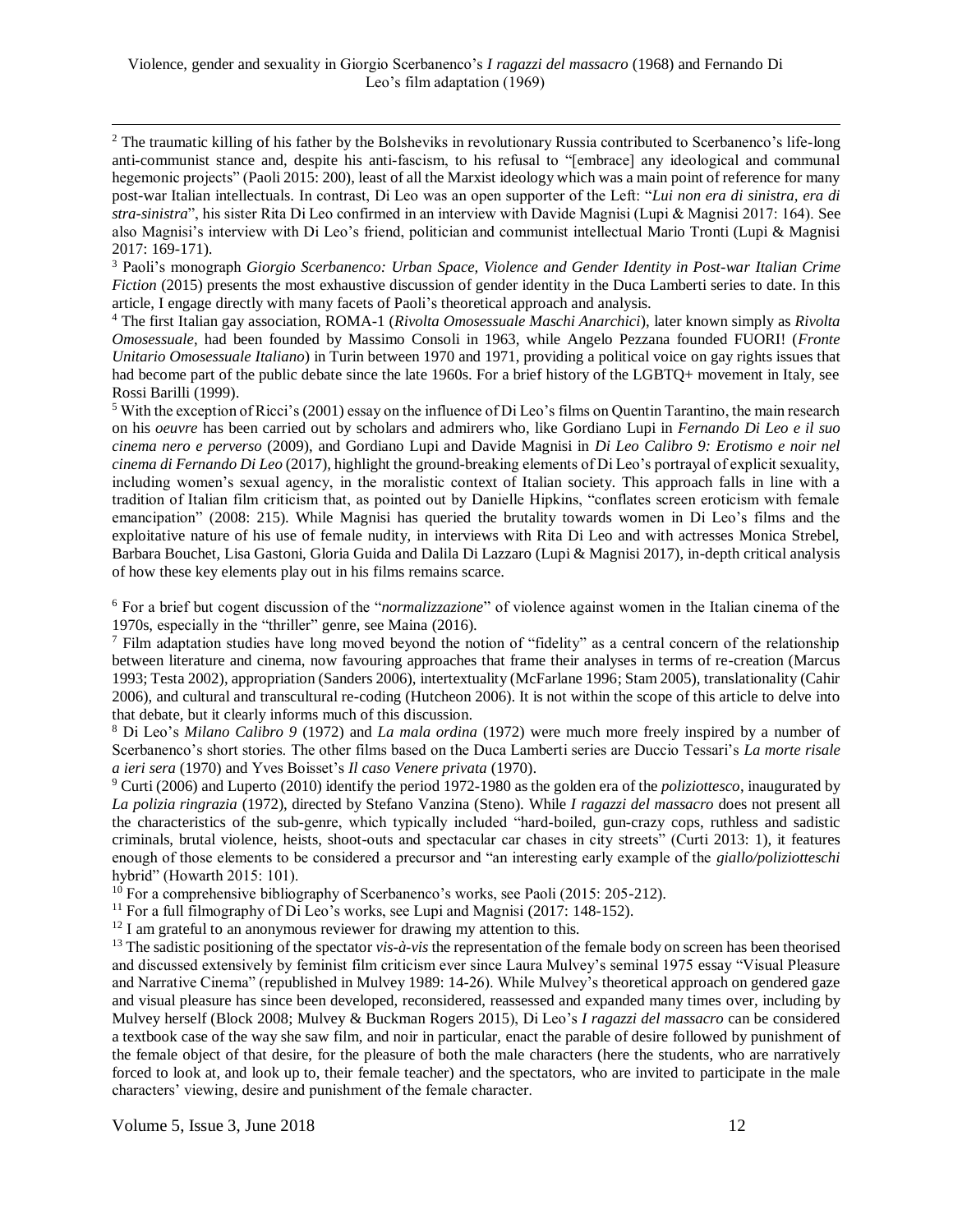[2] The traumatic killing of his father by the Bolsheviks in revolutionary Russia contributed to Scerbanenco's life-long anti-communist stance and, despite his anti-fascism, to his refusal to "[embrace] any ideological and communal hegemonic projects" (Paoli 2015: 200), least of all the Marxist ideology which was a main point of reference for many post-war Italian intellectuals. In contrast, Di Leo was an open supporter of the Left: "*Lui non era di sinistra, era di stra-sinistra*", his sister Rita Di Leo confirmed in an interview with Davide Magnisi (Lupi & Magnisi 2017: 164). See also Magnisi's interview with Di Leo's friend, politician and communist intellectual Mario Tronti (Lupi & Magnisi 2017: 169-171).

[3] Paoli's monograph *Giorgio Scerbanenco: Urban Space, Violence and Gender Identity in Post-war Italian Crime Fiction* (2015) presents the most exhaustive discussion of gender identity in the Duca Lamberti series to date. In this article, I engage directly with many facets of Paoli's theoretical approach and analysis.

[4] The first Italian gay association, ROMA-1 (*Rivolta Omosessuale Maschi Anarchici*), later known simply as *Rivolta Omosessuale*, had been founded by Massimo Consoli in 1963, while Angelo Pezzana founded FUORI! (*Fronte Unitario Omosessuale Italiano*) in Turin between 1970 and 1971, providing a political voice on gay rights issues that had become part of the public debate since the late 1960s. For a brief history of the LGBTQ+ movement in Italy, see Rossi Barilli (1999).

[5] With the exception of Ricci's (2001) essay on the influence of Di Leo's films on Quentin Tarantino, the main research on his *oeuvre* has been carried out by scholars and admirers who, like Gordiano Lupi in *Fernando Di Leo e il suo cinema nero e perverso* (2009), and Gordiano Lupi and Davide Magnisi in *Di Leo Calibro 9: Erotismo e noir nel cinema di Fernando Di Leo* (2017), highlight the ground-breaking elements of Di Leo's portrayal of explicit sexuality, including women's sexual agency, in the moralistic context of Italian society. This approach falls in line with a tradition of Italian film criticism that, as pointed out by Danielle Hipkins, "conflates screen eroticism with female emancipation" (2008: 215). While Magnisi has queried the brutality towards women in Di Leo's films and the exploitative nature of his use of female nudity, in interviews with Rita Di Leo and with actresses Monica Strebel, Barbara Bouchet, Lisa Gastoni, Gloria Guida and Dalila Di Lazzaro (Lupi & Magnisi 2017), in-depth critical analysis of how these key elements play out in his films remains scarce.

[6] For a brief but cogent discussion of the "*normalizzazione*" of violence against women in the Italian cinema of the 1970s, especially in the "thriller" genre, see Maina (2016).

[7] Film adaptation studies have long moved beyond the notion of "fidelity" as a central concern of the relationship between literature and cinema, now favouring approaches that frame their analyses in terms of re-creation (Marcus 1993; Testa 2002), appropriation (Sanders 2006), intertextuality (McFarlane 1996; Stam 2005), translationality (Cahir 2006), and cultural and transcultural re-coding (Hutcheon 2006). It is not within the scope of this article to delve into that debate, but it clearly informs much of this discussion.

[8] Di Leo's *Milano Calibro 9* (1972) and *La mala ordina* (1972) were much more freely inspired by a number of Scerbanenco's short stories. The other films based on the Duca Lamberti series are Duccio Tessari's *La morte risale a ieri sera* (1970) and Yves Boisset's *Il caso Venere privata* (1970).

[9] Curti (2006) and Luperto (2010) identify the period 1972-1980 as the golden era of the *poliziottesco*, inaugurated by *La polizia ringrazia* (1972), directed by Stefano Vanzina (Steno). While *I ragazzi del massacro* does not present all the characteristics of the sub-genre, which typically included "hard-boiled, gun-crazy cops, ruthless and sadistic criminals, brutal violence, heists, shoot-outs and spectacular car chases in city streets" (Curti 2013: 1), it features enough of those elements to be considered a precursor and "an interesting early example of the *giallo/poliziotteschi* hybrid" (Howarth 2015: 101).

[10] For a comprehensive bibliography of Scerbanenco's works, see Paoli (2015: 205-212).

[11] For a full filmography of Di Leo's works, see Lupi and Magnisi (2017: 148-152).

[12] I am grateful to an anonymous reviewer for drawing my attention to this.

[13] The sadistic positioning of the spectator *vis-à-vis* the representation of the female body on screen has been theorised and discussed extensively by feminist film criticism ever since Laura Mulvey's seminal 1975 essay "Visual Pleasure and Narrative Cinema" (republished in Mulvey 1989: 14-26). While Mulvey's theoretical approach on gendered gaze and visual pleasure has since been developed, reconsidered, reassessed and expanded many times over, including by Mulvey herself (Block 2008; Mulvey & Buckman Rogers 2015), Di Leo's *I ragazzi del massacro* can be considered a textbook case of the way she saw film, and noir in particular, enact the parable of desire followed by punishment of the female object of that desire, for the pleasure of both the male characters (here the students, who are narratively forced to look at, and look up to, their female teacher) and the spectators, who are invited to participate in the male characters' viewing, desire and punishment of the female character.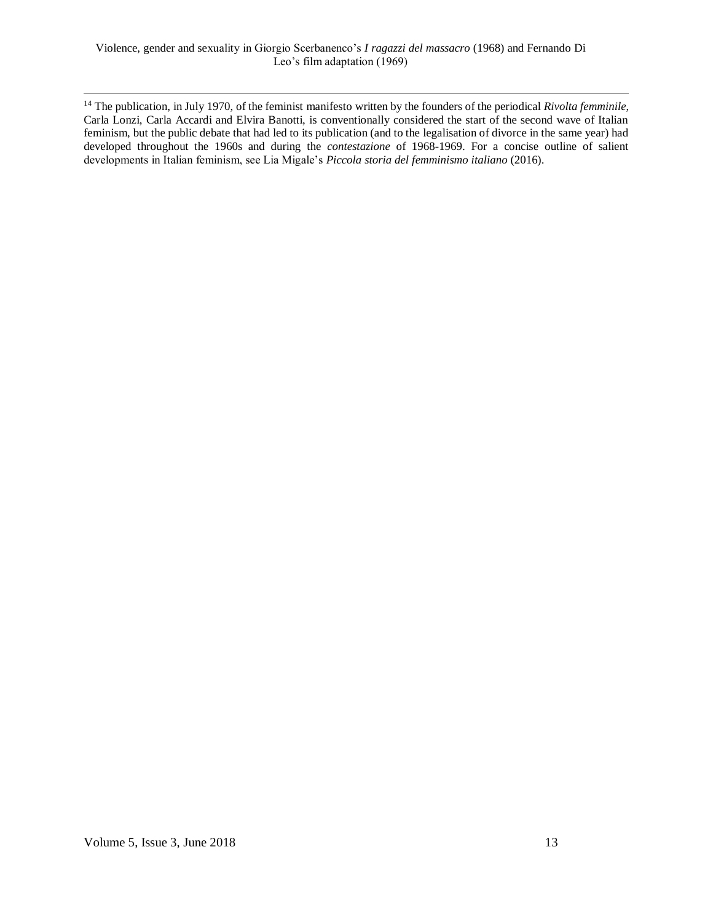[14] The publication, in July 1970, of the feminist manifesto written by the founders of the periodical *Rivolta femminile*, Carla Lonzi, Carla Accardi and Elvira Banotti, is conventionally considered the start of the second wave of Italian feminism, but the public debate that had led to its publication (and to the legalisation of divorce in the same year) had developed throughout the 1960s and during the *contestazione* of 1968-1969. For a concise outline of salient developments in Italian feminism, see Lia Migale's *Piccola storia del femminismo italiano* (2016).